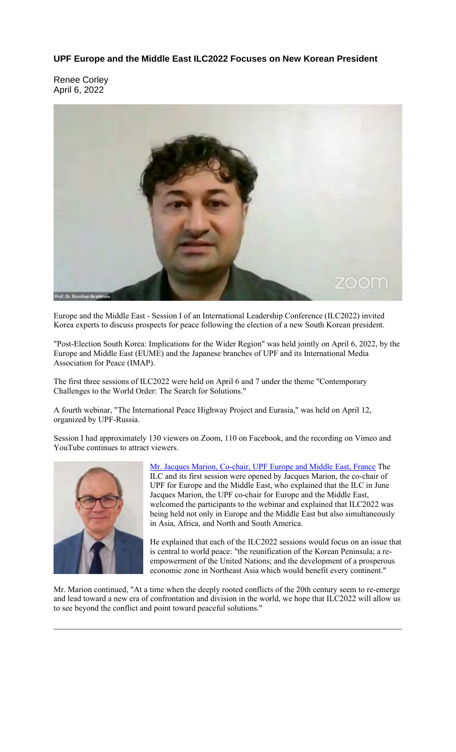### UPF Europe and the Middle East ILC2022 Focuses on New Korean President

Renee Corley
April 6, 2022

Europe and the Middle East - Session I of an International Leadership Conference (ILC2022) invited Korea experts to discuss prospects for peace following the election of a new South Korean president.

"Post-Election South Korea: Implications for the Wider Region" was held jointly on April 6, 2022, by the Europe and Middle East (EUME) and the Japanese branches of UPF and its International Media Association for Peace (IMAP).

The first three sessions of ILC2022 were held on April 6 and 7 under the theme "Contemporary Challenges to the World Order: The Search for Solutions."

A fourth webinar, "The International Peace Highway Project and Eurasia," was held on April 12, organized by UPF-Russia.

Session I had approximately 130 viewers on Zoom, 110 on Facebook, and the recording on Vimeo and YouTube continues to attract viewers.

Mr. Jacques Marion, Co-chair, UPF Europe and Middle East, France The ILC and its first session were opened by Jacques Marion, the co-chair of UPF for Europe and the Middle East, who explained that the ILC in June Jacques Marion, the UPF co-chair for Europe and the Middle East, welcomed the participants to the webinar and explained that ILC2022 was being held not only in Europe and the Middle East but also simultaneously in Asia, Africa, and North and South America.

He explained that each of the ILC2022 sessions would focus on an issue that is central to world peace: "the reunification of the Korean Peninsula; a re-empowerment of the United Nations; and the development of a prosperous economic zone in Northeast Asia which would benefit every continent."

Mr. Marion continued, "At a time when the deeply rooted conflicts of the 20th century seem to re-emerge and lead toward a new era of confrontation and division in the world, we hope that ILC2022 will allow us to see beyond the conflict and point toward peaceful solutions."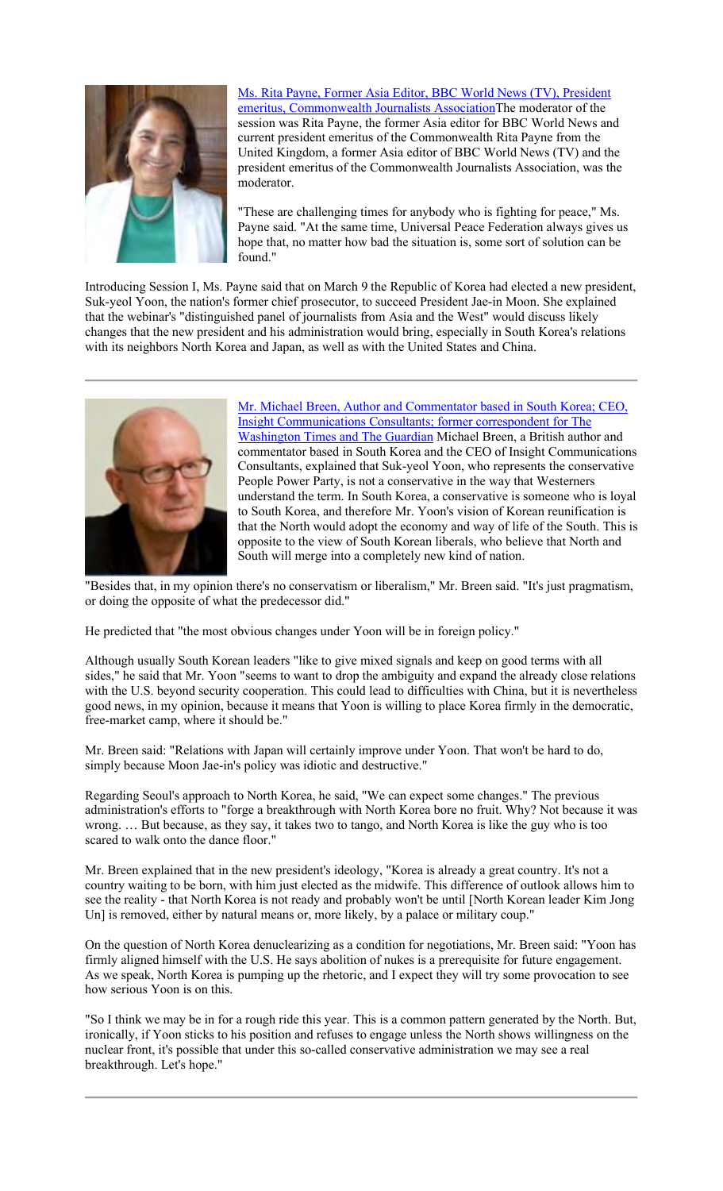Ms. Rita Payne, Former Asia Editor, BBC World News (TV), President emeritus, Commonwealth Journalists AssociationThe moderator of the session was Rita Payne, the former Asia editor for BBC World News and current president emeritus of the Commonwealth Rita Payne from the United Kingdom, a former Asia editor of BBC World News (TV) and the president emeritus of the Commonwealth Journalists Association, was the moderator.

"These are challenging times for anybody who is fighting for peace," Ms. Payne said. "At the same time, Universal Peace Federation always gives us hope that, no matter how bad the situation is, some sort of solution can be found."

Introducing Session I, Ms. Payne said that on March 9 the Republic of Korea had elected a new president, Suk-yeol Yoon, the nation's former chief prosecutor, to succeed President Jae-in Moon. She explained that the webinar's "distinguished panel of journalists from Asia and the West" would discuss likely changes that the new president and his administration would bring, especially in South Korea's relations with its neighbors North Korea and Japan, as well as with the United States and China.

---

Mr. Michael Breen, Author and Commentator based in South Korea; CEO, Insight Communications Consultants; former correspondent for The Washington Times and The Guardian Michael Breen, a British author and commentator based in South Korea and the CEO of Insight Communications Consultants, explained that Suk-yeol Yoon, who represents the conservative People Power Party, is not a conservative in the way that Westerners understand the term. In South Korea, a conservative is someone who is loyal to South Korea, and therefore Mr. Yoon's vision of Korean reunification is that the North would adopt the economy and way of life of the South. This is opposite to the view of South Korean liberals, who believe that North and South will merge into a completely new kind of nation.

"Besides that, in my opinion there's no conservatism or liberalism," Mr. Breen said. "It's just pragmatism, or doing the opposite of what the predecessor did."

He predicted that "the most obvious changes under Yoon will be in foreign policy."

Although usually South Korean leaders "like to give mixed signals and keep on good terms with all sides," he said that Mr. Yoon "seems to want to drop the ambiguity and expand the already close relations with the U.S. beyond security cooperation. This could lead to difficulties with China, but it is nevertheless good news, in my opinion, because it means that Yoon is willing to place Korea firmly in the democratic, free-market camp, where it should be."

Mr. Breen said: "Relations with Japan will certainly improve under Yoon. That won't be hard to do, simply because Moon Jae-in's policy was idiotic and destructive."

Regarding Seoul's approach to North Korea, he said, "We can expect some changes." The previous administration's efforts to "forge a breakthrough with North Korea bore no fruit. Why? Not because it was wrong. … But because, as they say, it takes two to tango, and North Korea is like the guy who is too scared to walk onto the dance floor."

Mr. Breen explained that in the new president's ideology, "Korea is already a great country. It's not a country waiting to be born, with him just elected as the midwife. This difference of outlook allows him to see the reality - that North Korea is not ready and probably won't be until [North Korean leader Kim Jong Un] is removed, either by natural means or, more likely, by a palace or military coup."

On the question of North Korea denuclearizing as a condition for negotiations, Mr. Breen said: "Yoon has firmly aligned himself with the U.S. He says abolition of nukes is a prerequisite for future engagement. As we speak, North Korea is pumping up the rhetoric, and I expect they will try some provocation to see how serious Yoon is on this.

"So I think we may be in for a rough ride this year. This is a common pattern generated by the North. But, ironically, if Yoon sticks to his position and refuses to engage unless the North shows willingness on the nuclear front, it's possible that under this so-called conservative administration we may see a real breakthrough. Let's hope."

---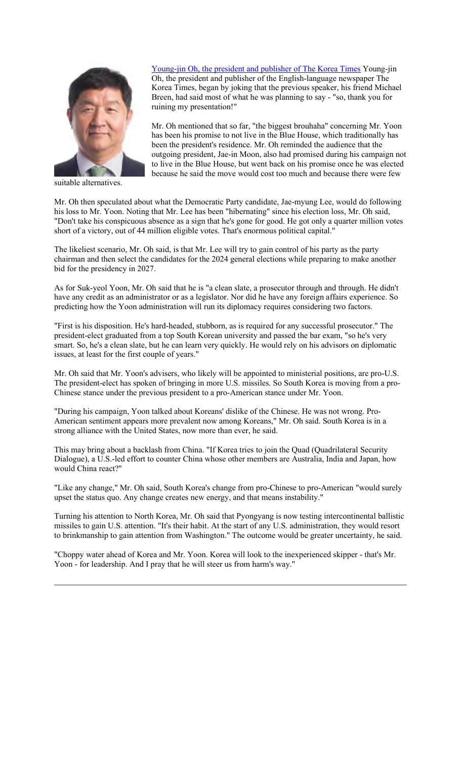[Young-jin Oh, the president and publisher of The Korea Times] Young-jin Oh, the president and publisher of the English-language newspaper The Korea Times, began by joking that the previous speaker, his friend Michael Breen, had said most of what he was planning to say - "so, thank you for ruining my presentation!"

Mr. Oh mentioned that so far, "the biggest brouhaha" concerning Mr. Yoon has been his promise to not live in the Blue House, which traditionally has been the president's residence. Mr. Oh reminded the audience that the outgoing president, Jae-in Moon, also had promised during his campaign not to live in the Blue House, but went back on his promise once he was elected because he said the move would cost too much and because there were few suitable alternatives.

Mr. Oh then speculated about what the Democratic Party candidate, Jae-myung Lee, would do following his loss to Mr. Yoon. Noting that Mr. Lee has been "hibernating" since his election loss, Mr. Oh said, "Don't take his conspicuous absence as a sign that he's gone for good. He got only a quarter million votes short of a victory, out of 44 million eligible votes. That's enormous political capital."

The likeliest scenario, Mr. Oh said, is that Mr. Lee will try to gain control of his party as the party chairman and then select the candidates for the 2024 general elections while preparing to make another bid for the presidency in 2027.

As for Suk-yeol Yoon, Mr. Oh said that he is "a clean slate, a prosecutor through and through. He didn't have any credit as an administrator or as a legislator. Nor did he have any foreign affairs experience. So predicting how the Yoon administration will run its diplomacy requires considering two factors.

"First is his disposition. He's hard-headed, stubborn, as is required for any successful prosecutor." The president-elect graduated from a top South Korean university and passed the bar exam, "so he's very smart. So, he's a clean slate, but he can learn very quickly. He would rely on his advisors on diplomatic issues, at least for the first couple of years."

Mr. Oh said that Mr. Yoon's advisers, who likely will be appointed to ministerial positions, are pro-U.S. The president-elect has spoken of bringing in more U.S. missiles. So South Korea is moving from a pro-Chinese stance under the previous president to a pro-American stance under Mr. Yoon.

"During his campaign, Yoon talked about Koreans' dislike of the Chinese. He was not wrong. Pro-American sentiment appears more prevalent now among Koreans," Mr. Oh said. South Korea is in a strong alliance with the United States, now more than ever, he said.

This may bring about a backlash from China. "If Korea tries to join the Quad (Quadrilateral Security Dialogue), a U.S.-led effort to counter China whose other members are Australia, India and Japan, how would China react?"

"Like any change," Mr. Oh said, South Korea's change from pro-Chinese to pro-American "would surely upset the status quo. Any change creates new energy, and that means instability."

Turning his attention to North Korea, Mr. Oh said that Pyongyang is now testing intercontinental ballistic missiles to gain U.S. attention. "It's their habit. At the start of any U.S. administration, they would resort to brinkmanship to gain attention from Washington." The outcome would be greater uncertainty, he said.

"Choppy water ahead of Korea and Mr. Yoon. Korea will look to the inexperienced skipper - that's Mr. Yoon - for leadership. And I pray that he will steer us from harm's way."

---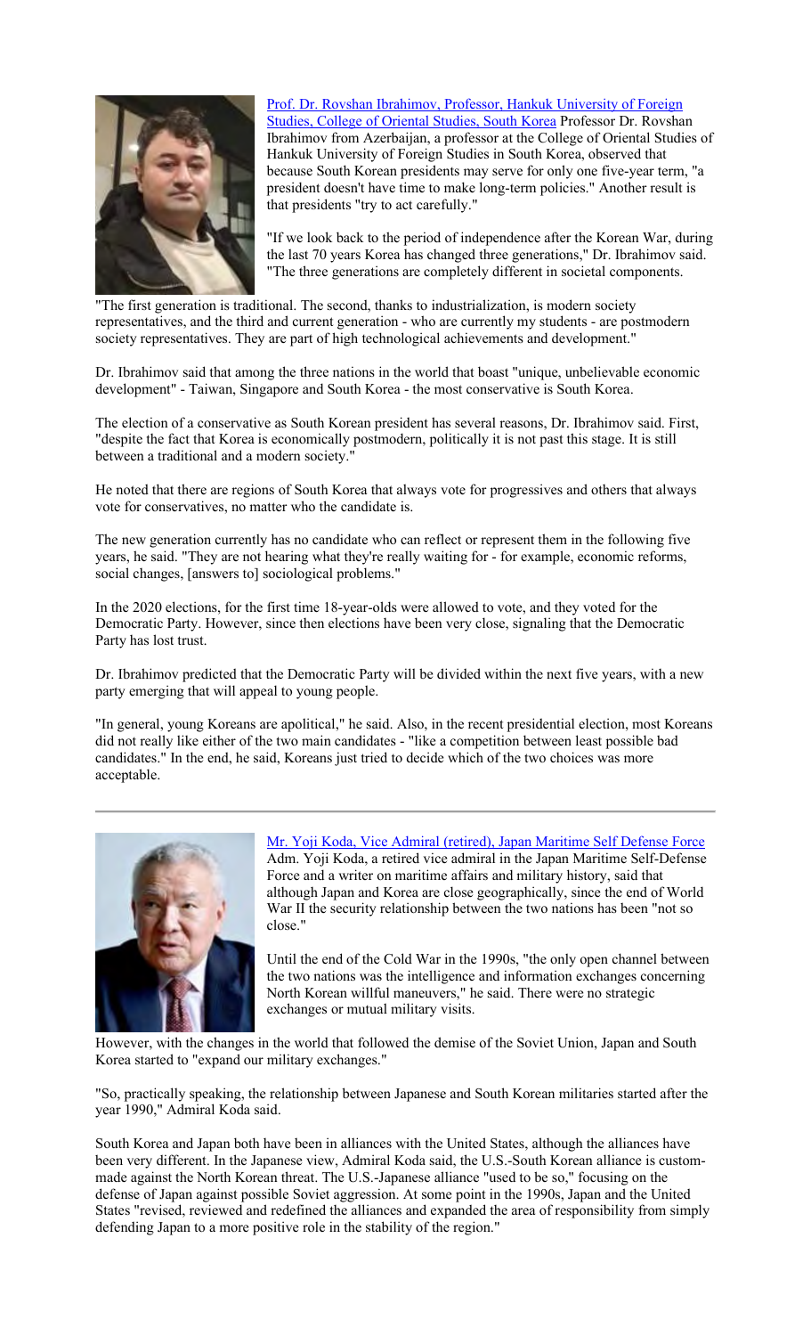[Prof. Dr. Rovshan Ibrahimov, Professor, Hankuk University of Foreign Studies, College of Oriental Studies, South Korea]() Professor Dr. Rovshan Ibrahimov from Azerbaijan, a professor at the College of Oriental Studies of Hankuk University of Foreign Studies in South Korea, observed that because South Korean presidents may serve for only one five-year term, "a president doesn't have time to make long-term policies." Another result is that presidents "try to act carefully."

"If we look back to the period of independence after the Korean War, during the last 70 years Korea has changed three generations," Dr. Ibrahimov said. "The three generations are completely different in societal components.

"The first generation is traditional. The second, thanks to industrialization, is modern society representatives, and the third and current generation - who are currently my students - are postmodern society representatives. They are part of high technological achievements and development."

Dr. Ibrahimov said that among the three nations in the world that boast "unique, unbelievable economic development" - Taiwan, Singapore and South Korea - the most conservative is South Korea.

The election of a conservative as South Korean president has several reasons, Dr. Ibrahimov said. First, "despite the fact that Korea is economically postmodern, politically it is not past this stage. It is still between a traditional and a modern society."

He noted that there are regions of South Korea that always vote for progressives and others that always vote for conservatives, no matter who the candidate is.

The new generation currently has no candidate who can reflect or represent them in the following five years, he said. "They are not hearing what they're really waiting for - for example, economic reforms, social changes, [answers to] sociological problems."

In the 2020 elections, for the first time 18-year-olds were allowed to vote, and they voted for the Democratic Party. However, since then elections have been very close, signaling that the Democratic Party has lost trust.

Dr. Ibrahimov predicted that the Democratic Party will be divided within the next five years, with a new party emerging that will appeal to young people.

"In general, young Koreans are apolitical," he said. Also, in the recent presidential election, most Koreans did not really like either of the two main candidates - "like a competition between least possible bad candidates." In the end, he said, Koreans just tried to decide which of the two choices was more acceptable.

---

[Mr. Yoji Koda, Vice Admiral (retired), Japan Maritime Self Defense Force]()
Adm. Yoji Koda, a retired vice admiral in the Japan Maritime Self-Defense Force and a writer on maritime affairs and military history, said that although Japan and Korea are close geographically, since the end of World War II the security relationship between the two nations has been "not so close."

Until the end of the Cold War in the 1990s, "the only open channel between the two nations was the intelligence and information exchanges concerning North Korean willful maneuvers," he said. There were no strategic exchanges or mutual military visits.

However, with the changes in the world that followed the demise of the Soviet Union, Japan and South Korea started to "expand our military exchanges."

"So, practically speaking, the relationship between Japanese and South Korean militaries started after the year 1990," Admiral Koda said.

South Korea and Japan both have been in alliances with the United States, although the alliances have been very different. In the Japanese view, Admiral Koda said, the U.S.-South Korean alliance is custom-made against the North Korean threat. The U.S.-Japanese alliance "used to be so," focusing on the defense of Japan against possible Soviet aggression. At some point in the 1990s, Japan and the United States "revised, reviewed and redefined the alliances and expanded the area of responsibility from simply defending Japan to a more positive role in the stability of the region."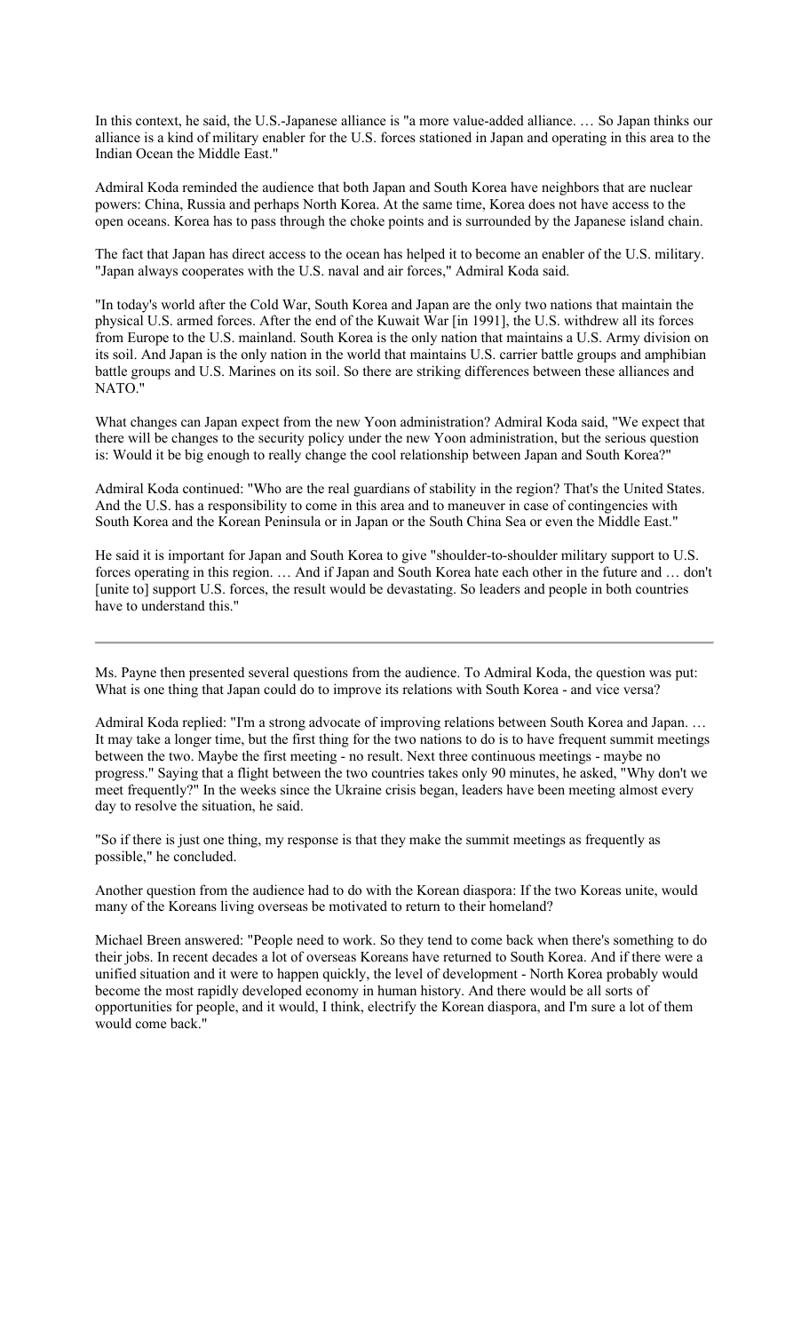In this context, he said, the U.S.-Japanese alliance is "a more value-added alliance. … So Japan thinks our alliance is a kind of military enabler for the U.S. forces stationed in Japan and operating in this area to the Indian Ocean the Middle East."

Admiral Koda reminded the audience that both Japan and South Korea have neighbors that are nuclear powers: China, Russia and perhaps North Korea. At the same time, Korea does not have access to the open oceans. Korea has to pass through the choke points and is surrounded by the Japanese island chain.

The fact that Japan has direct access to the ocean has helped it to become an enabler of the U.S. military. "Japan always cooperates with the U.S. naval and air forces," Admiral Koda said.

"In today's world after the Cold War, South Korea and Japan are the only two nations that maintain the physical U.S. armed forces. After the end of the Kuwait War [in 1991], the U.S. withdrew all its forces from Europe to the U.S. mainland. South Korea is the only nation that maintains a U.S. Army division on its soil. And Japan is the only nation in the world that maintains U.S. carrier battle groups and amphibian battle groups and U.S. Marines on its soil. So there are striking differences between these alliances and NATO."

What changes can Japan expect from the new Yoon administration? Admiral Koda said, "We expect that there will be changes to the security policy under the new Yoon administration, but the serious question is: Would it be big enough to really change the cool relationship between Japan and South Korea?"

Admiral Koda continued: "Who are the real guardians of stability in the region? That's the United States. And the U.S. has a responsibility to come in this area and to maneuver in case of contingencies with South Korea and the Korean Peninsula or in Japan or the South China Sea or even the Middle East."

He said it is important for Japan and South Korea to give "shoulder-to-shoulder military support to U.S. forces operating in this region. … And if Japan and South Korea hate each other in the future and … don't [unite to] support U.S. forces, the result would be devastating. So leaders and people in both countries have to understand this."

---

Ms. Payne then presented several questions from the audience. To Admiral Koda, the question was put: What is one thing that Japan could do to improve its relations with South Korea - and vice versa?

Admiral Koda replied: "I'm a strong advocate of improving relations between South Korea and Japan. … It may take a longer time, but the first thing for the two nations to do is to have frequent summit meetings between the two. Maybe the first meeting - no result. Next three continuous meetings - maybe no progress." Saying that a flight between the two countries takes only 90 minutes, he asked, "Why don't we meet frequently?" In the weeks since the Ukraine crisis began, leaders have been meeting almost every day to resolve the situation, he said.

"So if there is just one thing, my response is that they make the summit meetings as frequently as possible," he concluded.

Another question from the audience had to do with the Korean diaspora: If the two Koreas unite, would many of the Koreans living overseas be motivated to return to their homeland?

Michael Breen answered: "People need to work. So they tend to come back when there's something to do their jobs. In recent decades a lot of overseas Koreans have returned to South Korea. And if there were a unified situation and it were to happen quickly, the level of development - North Korea probably would become the most rapidly developed economy in human history. And there would be all sorts of opportunities for people, and it would, I think, electrify the Korean diaspora, and I'm sure a lot of them would come back."